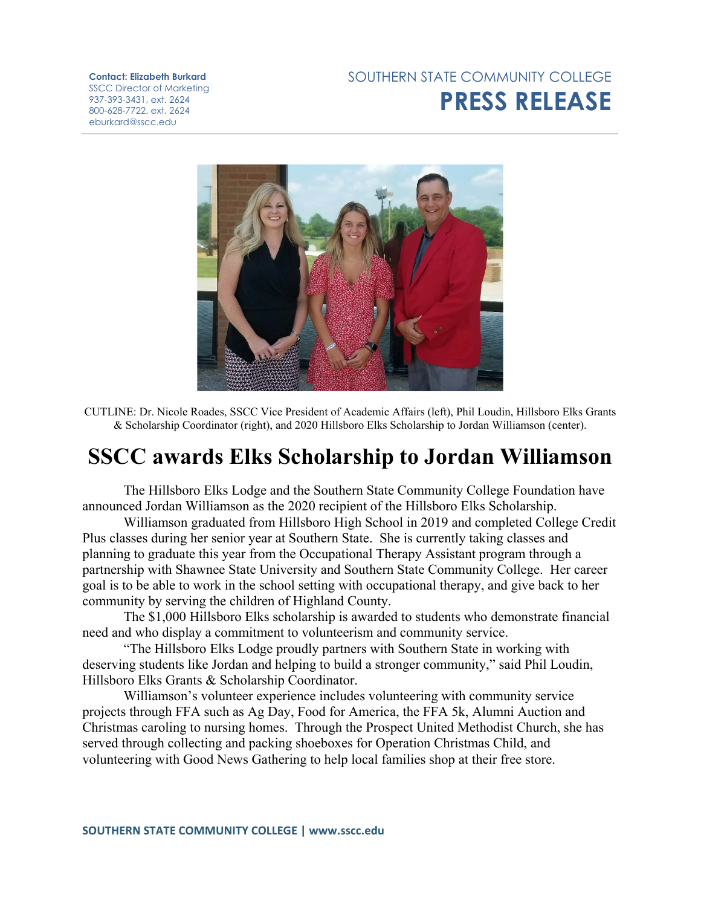**Contact: Elizabeth Burkard**
SSCC Director of Marketing
937-393-3431, ext. 2624
800-628-7722, ext. 2624
eburkard@sscc.edu

SOUTHERN STATE COMMUNITY COLLEGE
**PRESS RELEASE**

CUTLINE: Dr. Nicole Roades, SSCC Vice President of Academic Affairs (left), Phil Loudin, Hillsboro Elks Grants & Scholarship Coordinator (right), and 2020 Hillsboro Elks Scholarship to Jordan Williamson (center).

# SSCC awards Elks Scholarship to Jordan Williamson

The Hillsboro Elks Lodge and the Southern State Community College Foundation have announced Jordan Williamson as the 2020 recipient of the Hillsboro Elks Scholarship.

Williamson graduated from Hillsboro High School in 2019 and completed College Credit Plus classes during her senior year at Southern State. She is currently taking classes and planning to graduate this year from the Occupational Therapy Assistant program through a partnership with Shawnee State University and Southern State Community College. Her career goal is to be able to work in the school setting with occupational therapy, and give back to her community by serving the children of Highland County.

The $1,000 Hillsboro Elks scholarship is awarded to students who demonstrate financial need and who display a commitment to volunteerism and community service.

"The Hillsboro Elks Lodge proudly partners with Southern State in working with deserving students like Jordan and helping to build a stronger community," said Phil Loudin, Hillsboro Elks Grants & Scholarship Coordinator.

Williamson's volunteer experience includes volunteering with community service projects through FFA such as Ag Day, Food for America, the FFA 5k, Alumni Auction and Christmas caroling to nursing homes. Through the Prospect United Methodist Church, she has served through collecting and packing shoeboxes for Operation Christmas Child, and volunteering with Good News Gathering to help local families shop at their free store.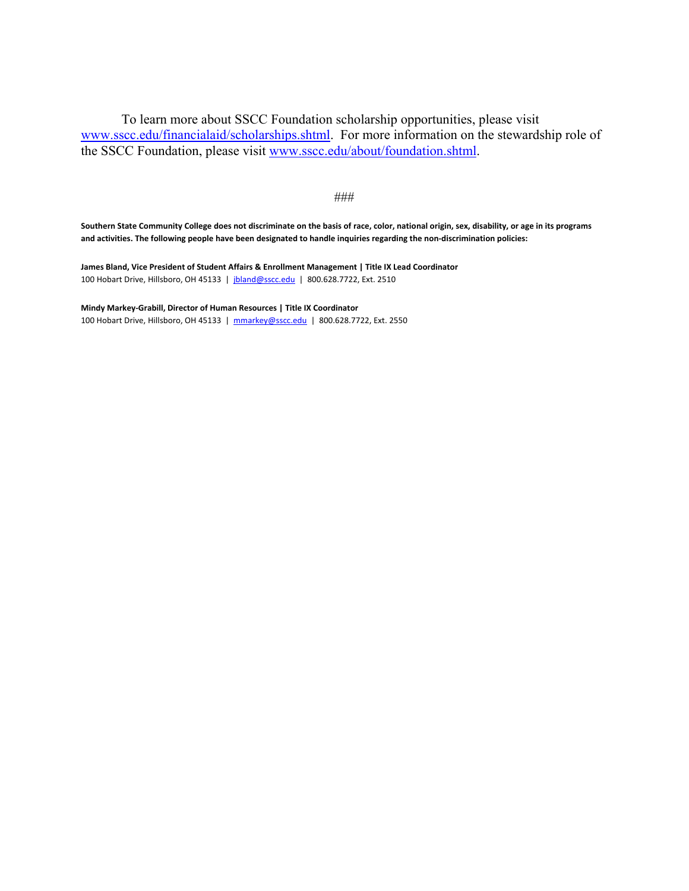To learn more about SSCC Foundation scholarship opportunities, please visit www.sscc.edu/financialaid/scholarships.shtml. For more information on the stewardship role of the SSCC Foundation, please visit www.sscc.edu/about/foundation.shtml.

###

**Southern State Community College does not discriminate on the basis of race, color, national origin, sex, disability, or age in its programs and activities. The following people have been designated to handle inquiries regarding the non-discrimination policies:**

**James Bland, Vice President of Student Affairs & Enrollment Management | Title IX Lead Coordinator**
100 Hobart Drive, Hillsboro, OH 45133 | jbland@sscc.edu | 800.628.7722, Ext. 2510

**Mindy Markey-Grabill, Director of Human Resources | Title IX Coordinator**
100 Hobart Drive, Hillsboro, OH 45133 | mmarkey@sscc.edu | 800.628.7722, Ext. 2550